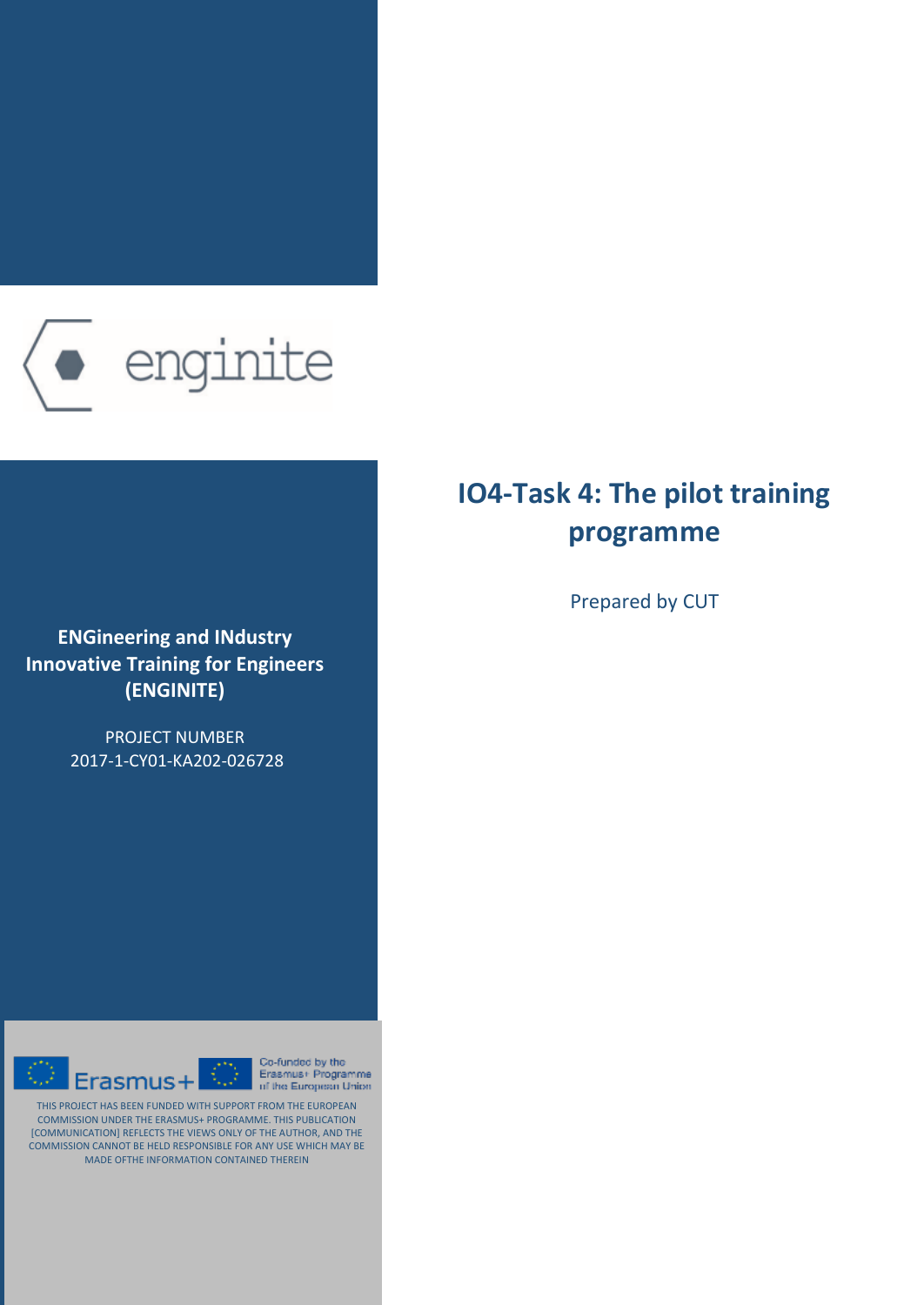enginite

# IO4-Task 4: The pilot training programme

Prepared by CUT

**ENGineering and INdustry Innovative Training for Engineers (ENGINITE)**

PROJECT NUMBER
2017-1-CY01-KA202-026728

Erasmus+

Co-funded by the Erasmus+ Programme of the European Union

THIS PROJECT HAS BEEN FUNDED WITH SUPPORT FROM THE EUROPEAN COMMISSION UNDER THE ERASMUS+ PROGRAMME. THIS PUBLICATION [COMMUNICATION] REFLECTS THE VIEWS ONLY OF THE AUTHOR, AND THE COMMISSION CANNOT BE HELD RESPONSIBLE FOR ANY USE WHICH MAY BE MADE OFTHE INFORMATION CONTAINED THEREIN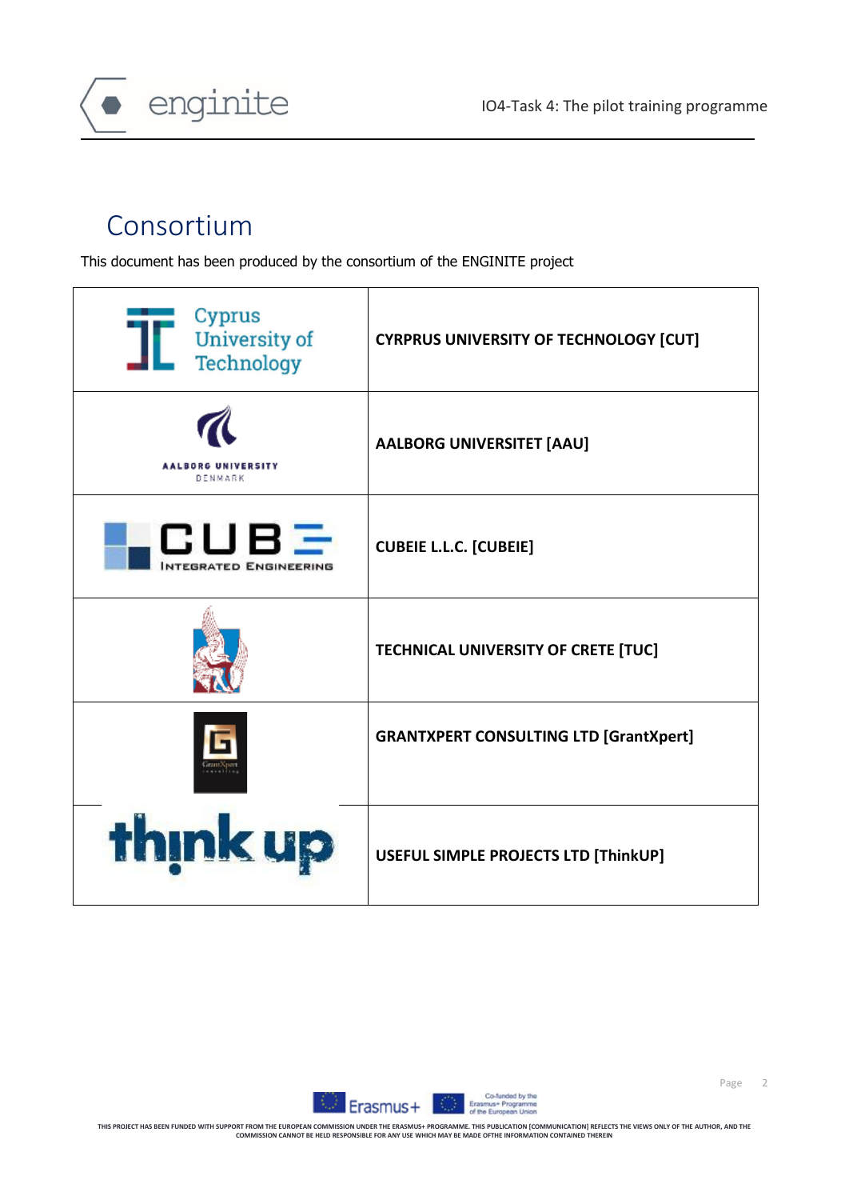# Consortium

This document has been produced by the consortium of the ENGINITE project

| | |
|---|---|
| Cyprus University of Technology | CYRPRUS UNIVERSITY OF TECHNOLOGY [CUT] |
| AALBORG UNIVERSITY DENMARK | AALBORG UNIVERSITET [AAU] |
| CUBE INTEGRATED ENGINEERING | CUBEIE L.L.C. [CUBEIE] |
| | TECHNICAL UNIVERSITY OF CRETE [TUC] |
| GrantXpert consulting | GRANTXPERT CONSULTING LTD [GrantXpert] |
| think up | USEFUL SIMPLE PROJECTS LTD [ThinkUP] |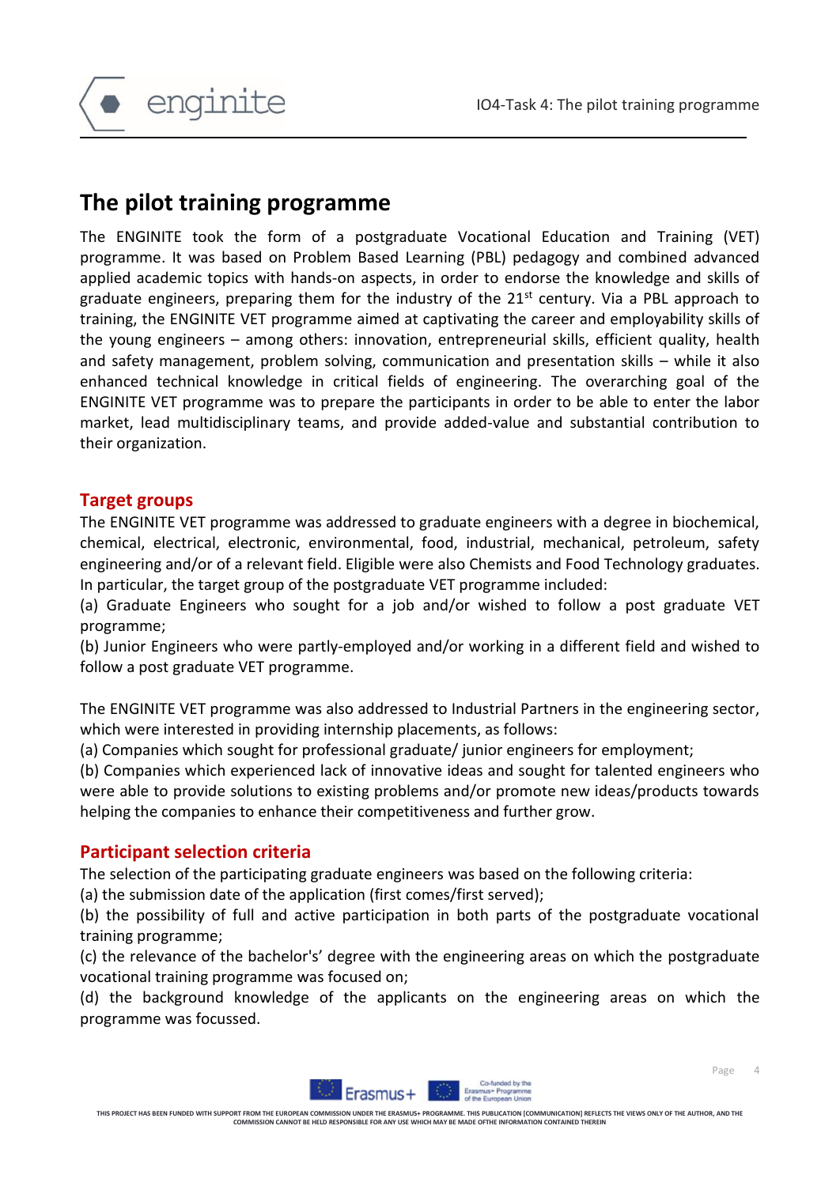# The pilot training programme

The ENGINITE took the form of a postgraduate Vocational Education and Training (VET) programme. It was based on Problem Based Learning (PBL) pedagogy and combined advanced applied academic topics with hands-on aspects, in order to endorse the knowledge and skills of graduate engineers, preparing them for the industry of the 21st century. Via a PBL approach to training, the ENGINITE VET programme aimed at captivating the career and employability skills of the young engineers – among others: innovation, entrepreneurial skills, efficient quality, health and safety management, problem solving, communication and presentation skills – while it also enhanced technical knowledge in critical fields of engineering. The overarching goal of the ENGINITE VET programme was to prepare the participants in order to be able to enter the labor market, lead multidisciplinary teams, and provide added-value and substantial contribution to their organization.

## Target groups

The ENGINITE VET programme was addressed to graduate engineers with a degree in biochemical, chemical, electrical, electronic, environmental, food, industrial, mechanical, petroleum, safety engineering and/or of a relevant field. Eligible were also Chemists and Food Technology graduates. In particular, the target group of the postgraduate VET programme included:

(a) Graduate Engineers who sought for a job and/or wished to follow a post graduate VET programme;

(b) Junior Engineers who were partly-employed and/or working in a different field and wished to follow a post graduate VET programme.

The ENGINITE VET programme was also addressed to Industrial Partners in the engineering sector, which were interested in providing internship placements, as follows:

(a) Companies which sought for professional graduate/ junior engineers for employment;

(b) Companies which experienced lack of innovative ideas and sought for talented engineers who were able to provide solutions to existing problems and/or promote new ideas/products towards helping the companies to enhance their competitiveness and further grow.

## Participant selection criteria

The selection of the participating graduate engineers was based on the following criteria:

(a) the submission date of the application (first comes/first served);

(b) the possibility of full and active participation in both parts of the postgraduate vocational training programme;

(c) the relevance of the bachelor's' degree with the engineering areas on which the postgraduate vocational training programme was focused on;

(d) the background knowledge of the applicants on the engineering areas on which the programme was focussed.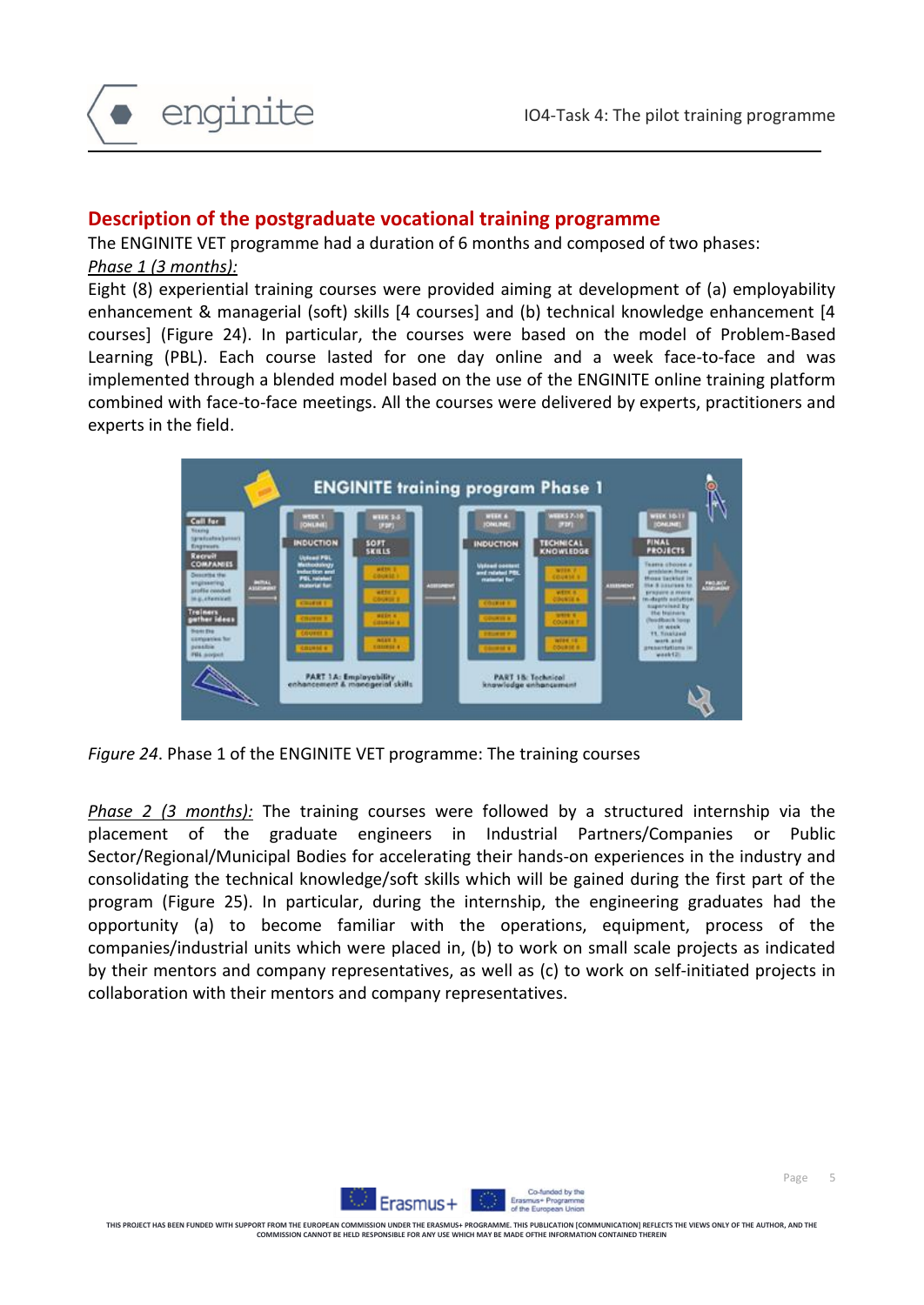## Description of the postgraduate vocational training programme

The ENGINITE VET programme had a duration of 6 months and composed of two phases:

*Phase 1 (3 months):*

Eight (8) experiential training courses were provided aiming at development of (a) employability enhancement & managerial (soft) skills [4 courses] and (b) technical knowledge enhancement [4 courses] (Figure 24). In particular, the courses were based on the model of Problem-Based Learning (PBL). Each course lasted for one day online and a week face-to-face and was implemented through a blended model based on the use of the ENGINITE online training platform combined with face-to-face meetings. All the courses were delivered by experts, practitioners and experts in the field.

*Figure 24*. Phase 1 of the ENGINITE VET programme: The training courses

*Phase 2 (3 months):* The training courses were followed by a structured internship via the placement of the graduate engineers in Industrial Partners/Companies or Public Sector/Regional/Municipal Bodies for accelerating their hands-on experiences in the industry and consolidating the technical knowledge/soft skills which will be gained during the first part of the program (Figure 25). In particular, during the internship, the engineering graduates had the opportunity (a) to become familiar with the operations, equipment, process of the companies/industrial units which were placed in, (b) to work on small scale projects as indicated by their mentors and company representatives, as well as (c) to work on self-initiated projects in collaboration with their mentors and company representatives.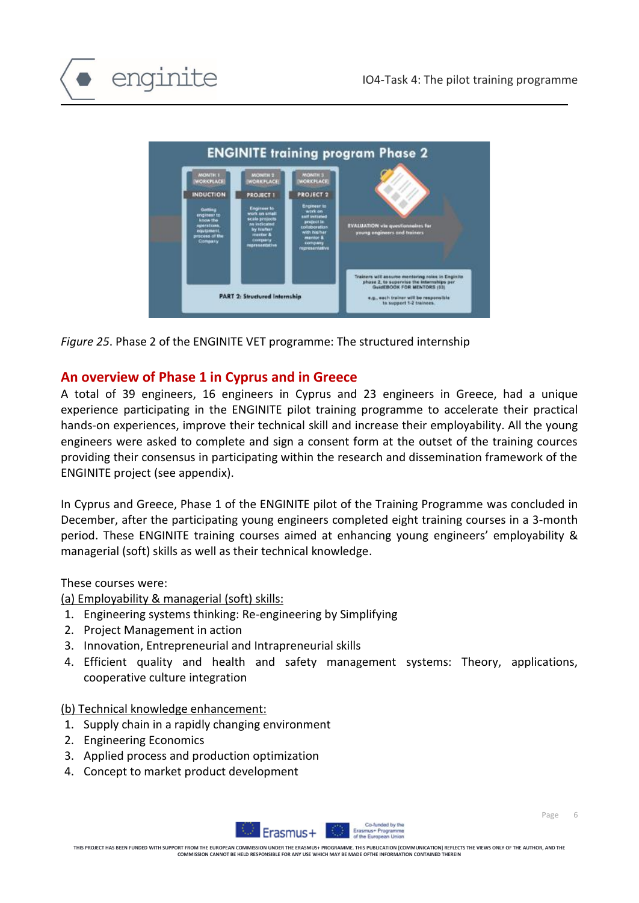*Figure 25*. Phase 2 of the ENGINITE VET programme: The structured internship

## An overview of Phase 1 in Cyprus and in Greece

A total of 39 engineers, 16 engineers in Cyprus and 23 engineers in Greece, had a unique experience participating in the ENGINITE pilot training programme to accelerate their practical hands-on experiences, improve their technical skill and increase their employability. All the young engineers were asked to complete and sign a consent form at the outset of the training cources providing their consensus in participating within the research and dissemination framework of the ENGINITE project (see appendix).

In Cyprus and Greece, Phase 1 of the ENGINITE pilot of the Training Programme was concluded in December, after the participating young engineers completed eight training courses in a 3-month period. These ENGINITE training courses aimed at enhancing young engineers' employability & managerial (soft) skills as well as their technical knowledge.

These courses were:

(a) Employability & managerial (soft) skills:

1. Engineering systems thinking: Re-engineering by Simplifying
2. Project Management in action
3. Innovation, Entrepreneurial and Intrapreneurial skills
4. Efficient quality and health and safety management systems: Theory, applications, cooperative culture integration

(b) Technical knowledge enhancement:

1. Supply chain in a rapidly changing environment
2. Engineering Economics
3. Applied process and production optimization
4. Concept to market product development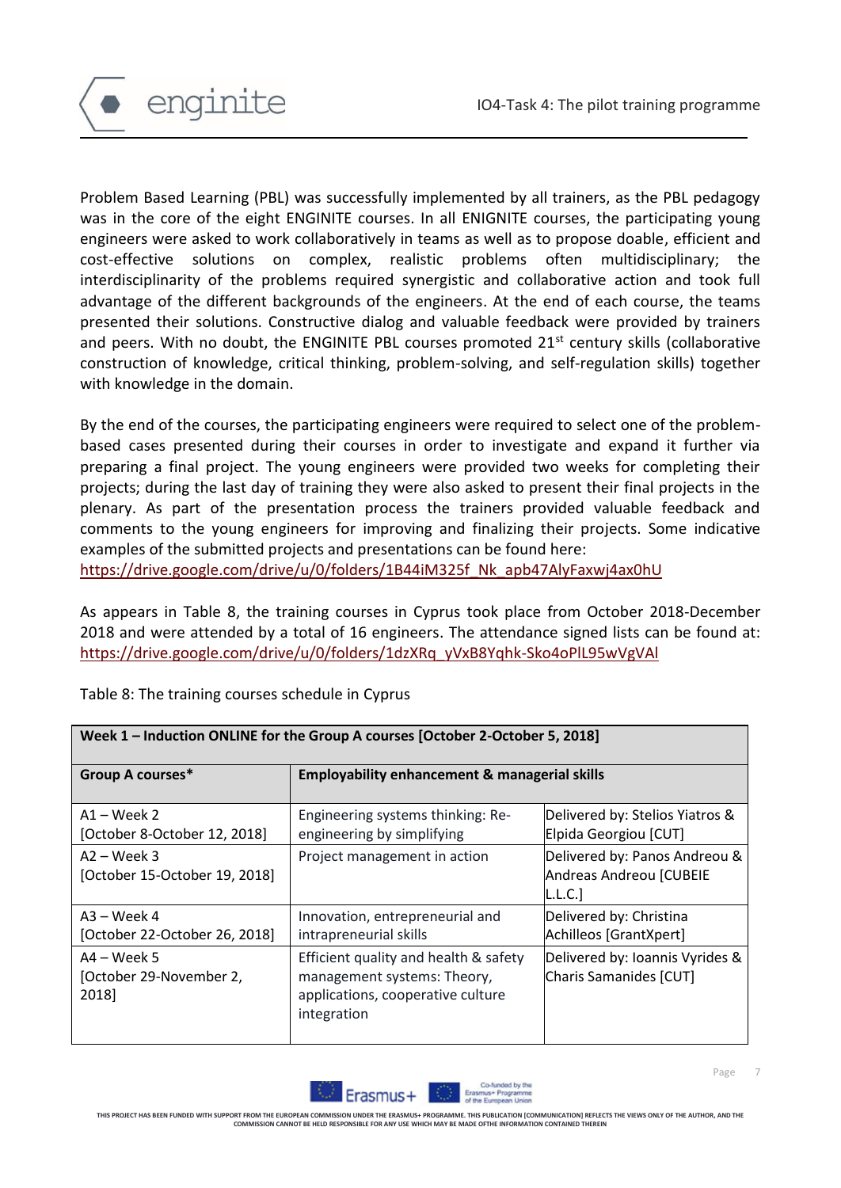Problem Based Learning (PBL) was successfully implemented by all trainers, as the PBL pedagogy was in the core of the eight ENGINITE courses. In all ENIGNITE courses, the participating young engineers were asked to work collaboratively in teams as well as to propose doable, efficient and cost-effective solutions on complex, realistic problems often multidisciplinary; the interdisciplinarity of the problems required synergistic and collaborative action and took full advantage of the different backgrounds of the engineers. At the end of each course, the teams presented their solutions. Constructive dialog and valuable feedback were provided by trainers and peers. With no doubt, the ENGINITE PBL courses promoted 21st century skills (collaborative construction of knowledge, critical thinking, problem-solving, and self-regulation skills) together with knowledge in the domain.

By the end of the courses, the participating engineers were required to select one of the problem-based cases presented during their courses in order to investigate and expand it further via preparing a final project. The young engineers were provided two weeks for completing their projects; during the last day of training they were also asked to present their final projects in the plenary. As part of the presentation process the trainers provided valuable feedback and comments to the young engineers for improving and finalizing their projects. Some indicative examples of the submitted projects and presentations can be found here:
https://drive.google.com/drive/u/0/folders/1B44iM325f_Nk_apb47AlyFaxwj4ax0hU

As appears in Table 8, the training courses in Cyprus took place from October 2018-December 2018 and were attended by a total of 16 engineers. The attendance signed lists can be found at: https://drive.google.com/drive/u/0/folders/1dzXRq_yVxB8Yqhk-Sko4oPlL95wVgVAl

Table 8: The training courses schedule in Cyprus

| **Week 1 – Induction ONLINE for the Group A courses [October 2-October 5, 2018]** | | |
|---|---|---|
| **Group A courses*** | **Employability enhancement & managerial skills** | |
| A1 – Week 2 [October 8-October 12, 2018] | Engineering systems thinking: Re-engineering by simplifying | Delivered by: Stelios Yiatros & Elpida Georgiou [CUT] |
| A2 – Week 3 [October 15-October 19, 2018] | Project management in action | Delivered by: Panos Andreou & Andreas Andreou [CUBEIE L.L.C.] |
| A3 – Week 4 [October 22-October 26, 2018] | Innovation, entrepreneurial and intrapreneurial skills | Delivered by: Christina Achilleos [GrantXpert] |
| A4 – Week 5 [October 29-November 2, 2018] | Efficient quality and health & safety management systems: Theory, applications, cooperative culture integration | Delivered by: Ioannis Vyrides & Charis Samanides [CUT] |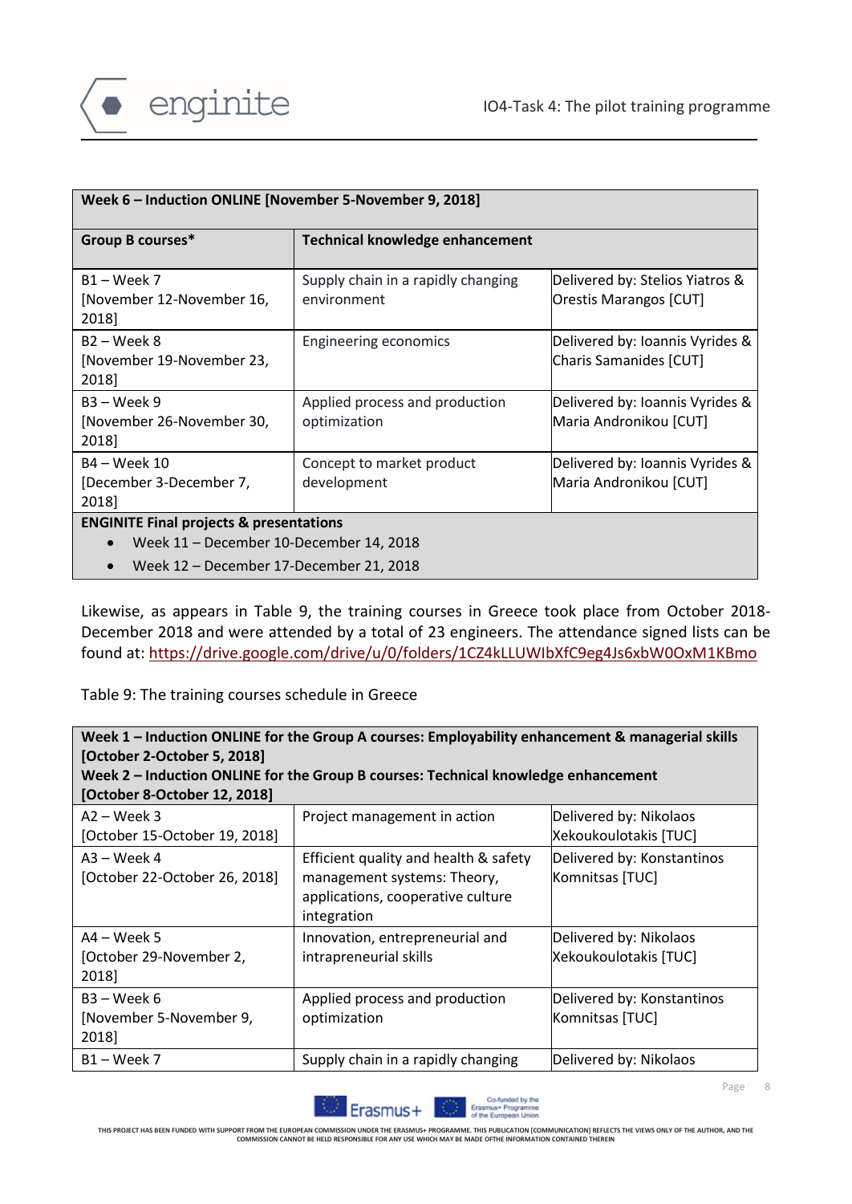| Week 6 – Induction ONLINE [November 5-November 9, 2018] | | |
|---|---|---|
| **Group B courses*** | **Technical knowledge enhancement** | |
| B1 – Week 7 [November 12-November 16, 2018] | Supply chain in a rapidly changing environment | Delivered by: Stelios Yiatros & Orestis Marangos [CUT] |
| B2 – Week 8 [November 19-November 23, 2018] | Engineering economics | Delivered by: Ioannis Vyrides & Charis Samanides [CUT] |
| B3 – Week 9 [November 26-November 30, 2018] | Applied process and production optimization | Delivered by: Ioannis Vyrides & Maria Andronikou [CUT] |
| B4 – Week 10 [December 3-December 7, 2018] | Concept to market product development | Delivered by: Ioannis Vyrides & Maria Andronikou [CUT] |
| **ENGINITE Final projects & presentations** <br>• Week 11 – December 10-December 14, 2018 <br>• Week 12 – December 17-December 21, 2018 | | |

Likewise, as appears in Table 9, the training courses in Greece took place from October 2018-December 2018 and were attended by a total of 23 engineers. The attendance signed lists can be found at: https://drive.google.com/drive/u/0/folders/1CZ4kLLUWIbXfC9eg4Js6xbW0OxM1KBmo

Table 9: The training courses schedule in Greece

| **Week 1 – Induction ONLINE for the Group A courses: Employability enhancement & managerial skills [October 2-October 5, 2018]** <br> **Week 2 – Induction ONLINE for the Group B courses: Technical knowledge enhancement [October 8-October 12, 2018]** | | |
|---|---|---|
| A2 – Week 3 [October 15-October 19, 2018] | Project management in action | Delivered by: Nikolaos Xekoukoulotakis [TUC] |
| A3 – Week 4 [October 22-October 26, 2018] | Efficient quality and health & safety management systems: Theory, applications, cooperative culture integration | Delivered by: Konstantinos Komnitsas [TUC] |
| A4 – Week 5 [October 29-November 2, 2018] | Innovation, entrepreneurial and intrapreneurial skills | Delivered by: Nikolaos Xekoukoulotakis [TUC] |
| B3 – Week 6 [November 5-November 9, 2018] | Applied process and production optimization | Delivered by: Konstantinos Komnitsas [TUC] |
| B1 – Week 7 | Supply chain in a rapidly changing | Delivered by: Nikolaos |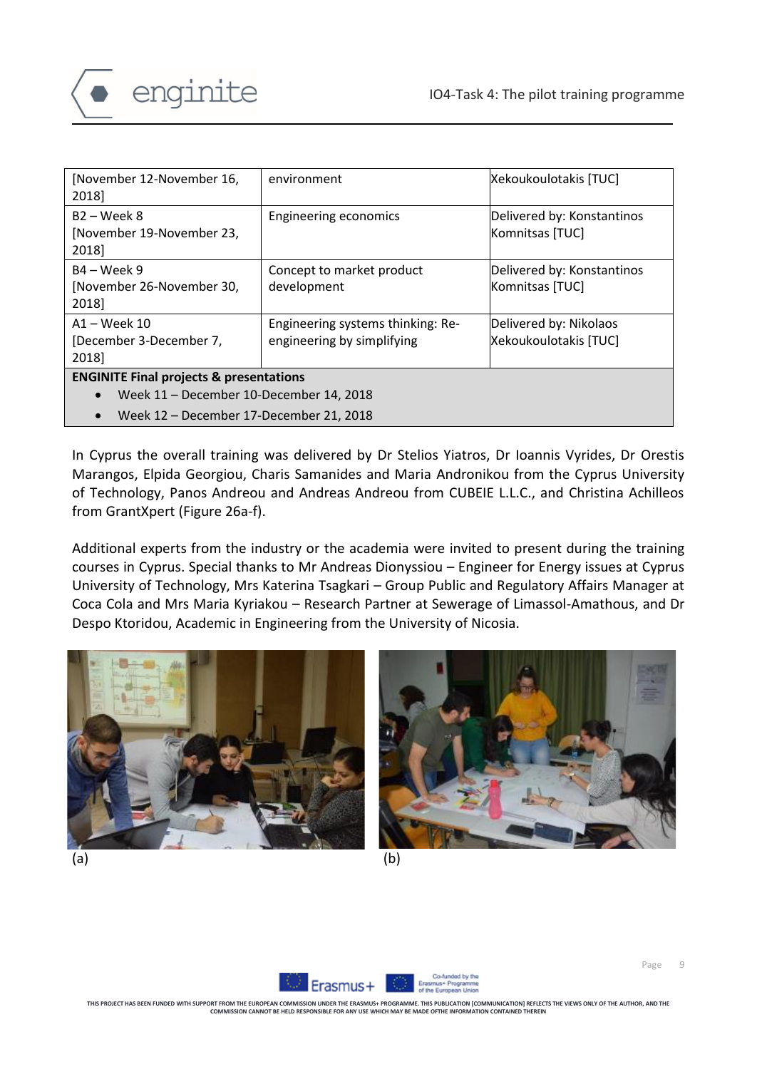| | | |
|---|---|---|
| [November 12-November 16, 2018] | environment | Xekoukoulotakis [TUC] |
| B2 – Week 8 [November 19-November 23, 2018] | Engineering economics | Delivered by: Konstantinos Komnitsas [TUC] |
| B4 – Week 9 [November 26-November 30, 2018] | Concept to market product development | Delivered by: Konstantinos Komnitsas [TUC] |
| A1 – Week 10 [December 3-December 7, 2018] | Engineering systems thinking: Re-engineering by simplifying | Delivered by: Nikolaos Xekoukoulotakis [TUC] |
| **ENGINITE Final projects & presentations**<br>• Week 11 – December 10-December 14, 2018<br>• Week 12 – December 17-December 21, 2018 | | |

In Cyprus the overall training was delivered by Dr Stelios Yiatros, Dr Ioannis Vyrides, Dr Orestis Marangos, Elpida Georgiou, Charis Samanides and Maria Andronikou from the Cyprus University of Technology, Panos Andreou and Andreas Andreou from CUBEIE L.L.C., and Christina Achilleos from GrantXpert (Figure 26a-f).

Additional experts from the industry or the academia were invited to present during the training courses in Cyprus. Special thanks to Mr Andreas Dionyssiou – Engineer for Energy issues at Cyprus University of Technology, Mrs Katerina Tsagkari – Group Public and Regulatory Affairs Manager at Coca Cola and Mrs Maria Kyriakou – Research Partner at Sewerage of Limassol-Amathous, and Dr Despo Ktoridou, Academic in Engineering from the University of Nicosia.

(a)

(b)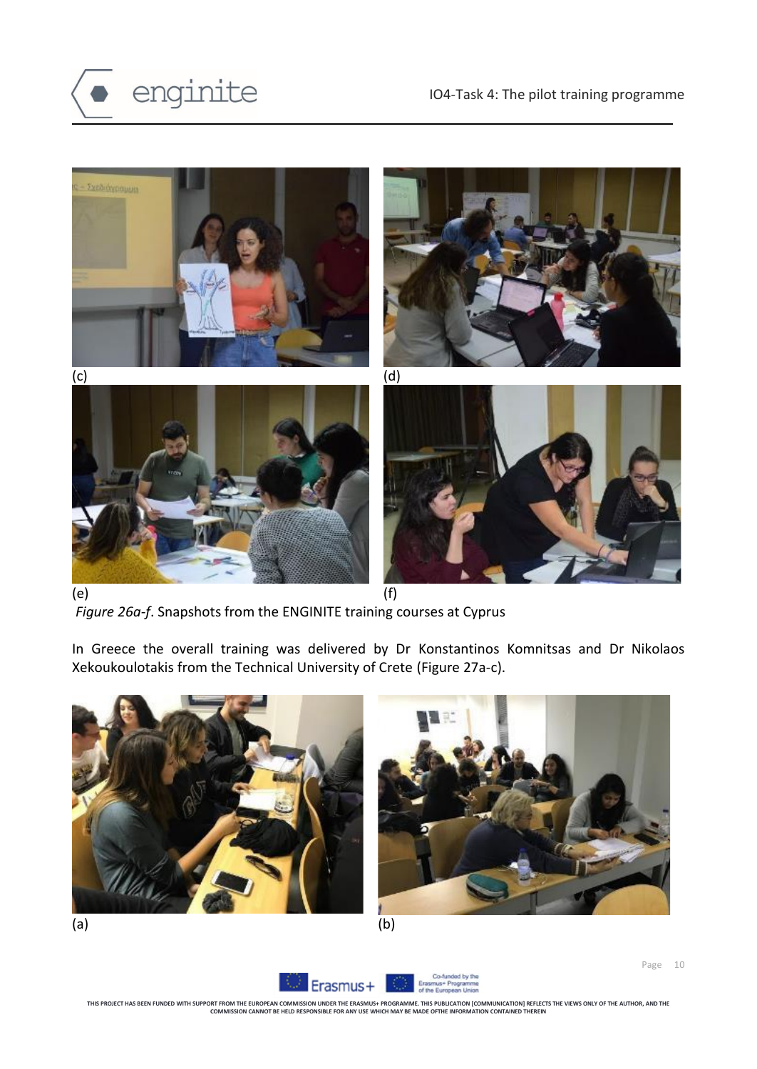(c) (d)

(e) (f)

*Figure 26a-f*. Snapshots from the ENGINITE training courses at Cyprus

In Greece the overall training was delivered by Dr Konstantinos Komnitsas and Dr Nikolaos Xekoukoulotakis from the Technical University of Crete (Figure 27a-c).

(a) (b)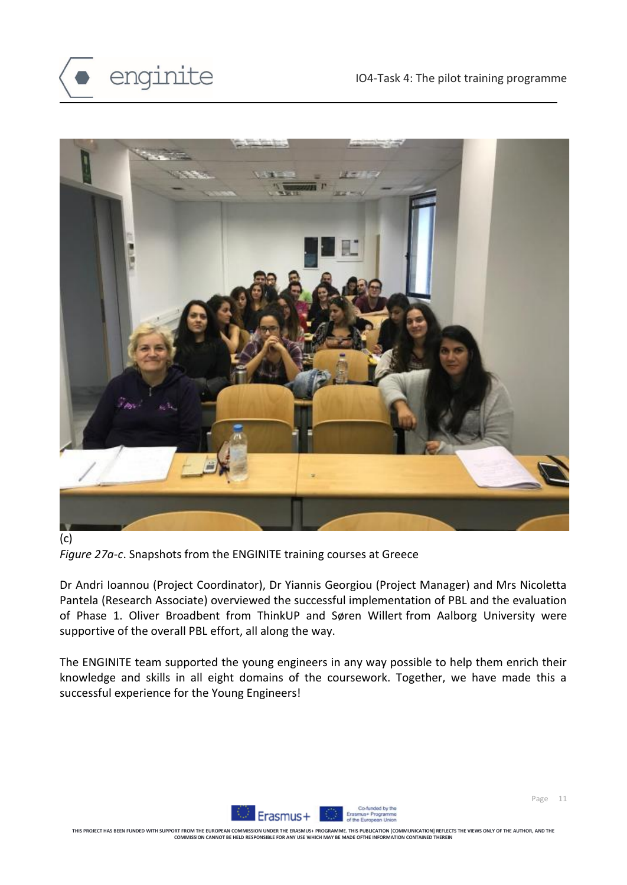(c)

*Figure 27a-c*. Snapshots from the ENGINITE training courses at Greece

Dr Andri Ioannou (Project Coordinator), Dr Yiannis Georgiou (Project Manager) and Mrs Nicoletta Pantela (Research Associate) overviewed the successful implementation of PBL and the evaluation of Phase 1. Oliver Broadbent from ThinkUP and Søren Willert from Aalborg University were supportive of the overall PBL effort, all along the way.

The ENGINITE team supported the young engineers in any way possible to help them enrich their knowledge and skills in all eight domains of the coursework. Together, we have made this a successful experience for the Young Engineers!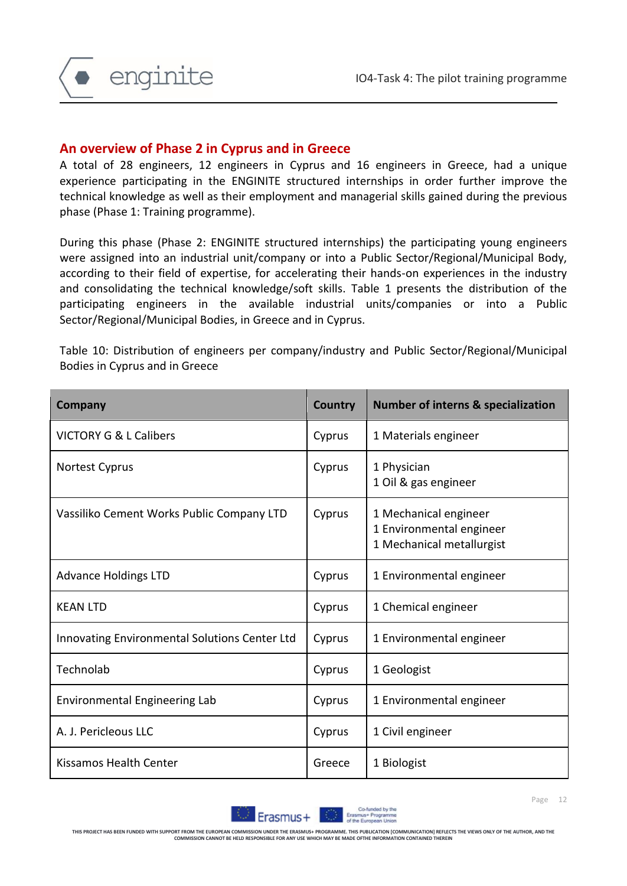## An overview of Phase 2 in Cyprus and in Greece

A total of 28 engineers, 12 engineers in Cyprus and 16 engineers in Greece, had a unique experience participating in the ENGINITE structured internships in order further improve the technical knowledge as well as their employment and managerial skills gained during the previous phase (Phase 1: Training programme).

During this phase (Phase 2: ENGINITE structured internships) the participating young engineers were assigned into an industrial unit/company or into a Public Sector/Regional/Municipal Body, according to their field of expertise, for accelerating their hands-on experiences in the industry and consolidating the technical knowledge/soft skills. Table 1 presents the distribution of the participating engineers in the available industrial units/companies or into a Public Sector/Regional/Municipal Bodies, in Greece and in Cyprus.

Table 10: Distribution of engineers per company/industry and Public Sector/Regional/Municipal Bodies in Cyprus and in Greece

| Company | Country | Number of interns & specialization |
|---|---|---|
| VICTORY G & L Calibers | Cyprus | 1 Materials engineer |
| Nortest Cyprus | Cyprus | 1 Physician<br>1 Oil & gas engineer |
| Vassiliko Cement Works Public Company LTD | Cyprus | 1 Mechanical engineer<br>1 Environmental engineer<br>1 Mechanical metallurgist |
| Advance Holdings LTD | Cyprus | 1 Environmental engineer |
| KEAN LTD | Cyprus | 1 Chemical engineer |
| Innovating Environmental Solutions Center Ltd | Cyprus | 1 Environmental engineer |
| Technolab | Cyprus | 1 Geologist |
| Environmental Engineering Lab | Cyprus | 1 Environmental engineer |
| A. J. Pericleous LLC | Cyprus | 1 Civil engineer |
| Kissamos Health Center | Greece | 1 Biologist |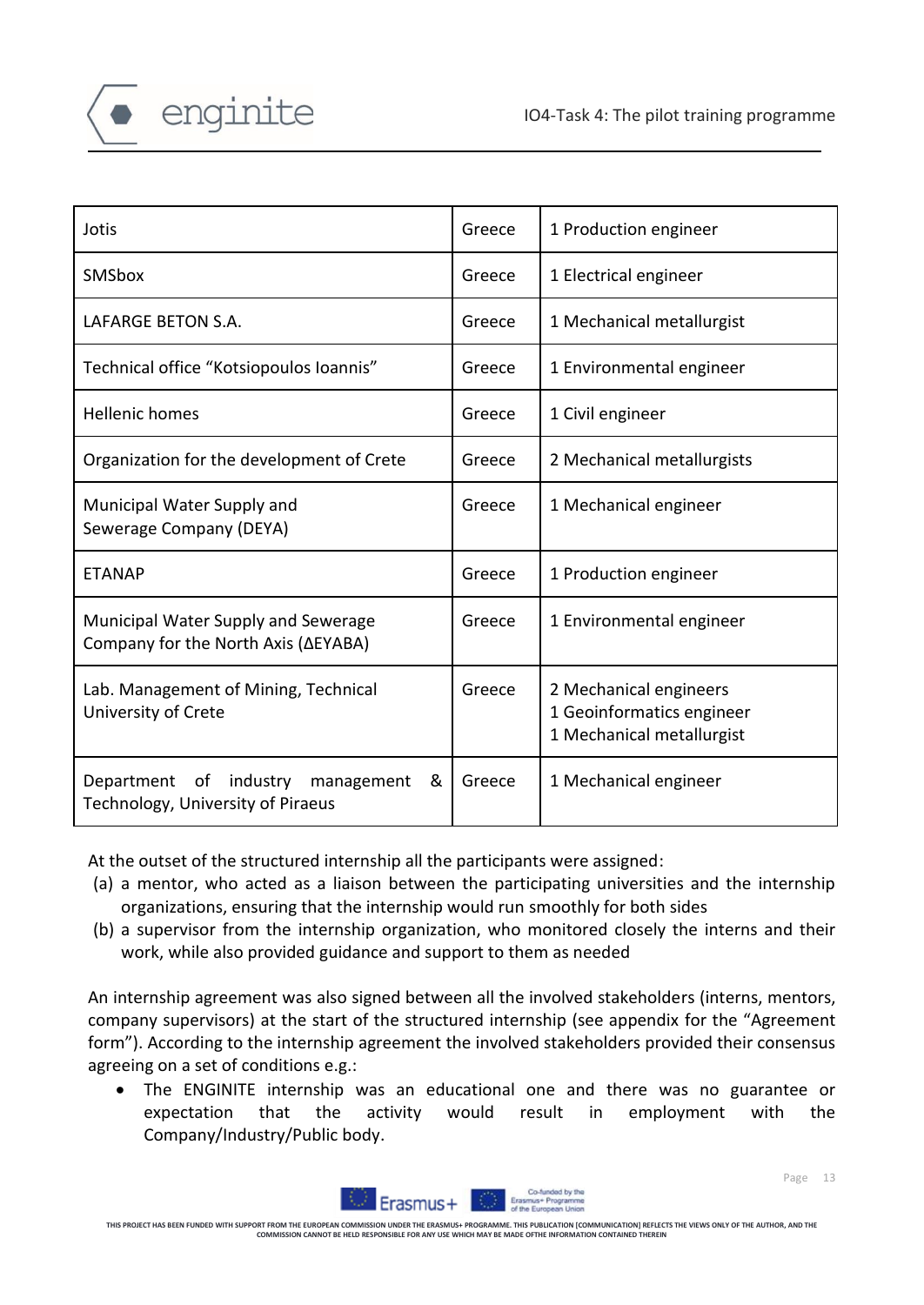| Jotis | Greece | 1 Production engineer |
|---|---|---|
| SMSbox | Greece | 1 Electrical engineer |
| LAFARGE BETON S.A. | Greece | 1 Mechanical metallurgist |
| Technical office "Kotsiopoulos Ioannis" | Greece | 1 Environmental engineer |
| Hellenic homes | Greece | 1 Civil engineer |
| Organization for the development of Crete | Greece | 2 Mechanical metallurgists |
| Municipal Water Supply and Sewerage Company (DEYA) | Greece | 1 Mechanical engineer |
| ETANAP | Greece | 1 Production engineer |
| Municipal Water Supply and Sewerage Company for the North Axis (ΔEYABA) | Greece | 1 Environmental engineer |
| Lab. Management of Mining, Technical University of Crete | Greece | 2 Mechanical engineers<br>1 Geoinformatics engineer<br>1 Mechanical metallurgist |
| Department of industry management & Technology, University of Piraeus | Greece | 1 Mechanical engineer |

At the outset of the structured internship all the participants were assigned:

(a) a mentor, who acted as a liaison between the participating universities and the internship organizations, ensuring that the internship would run smoothly for both sides

(b) a supervisor from the internship organization, who monitored closely the interns and their work, while also provided guidance and support to them as needed

An internship agreement was also signed between all the involved stakeholders (interns, mentors, company supervisors) at the start of the structured internship (see appendix for the "Agreement form"). According to the internship agreement the involved stakeholders provided their consensus agreeing on a set of conditions e.g.:

- The ENGINITE internship was an educational one and there was no guarantee or expectation that the activity would result in employment with the Company/Industry/Public body.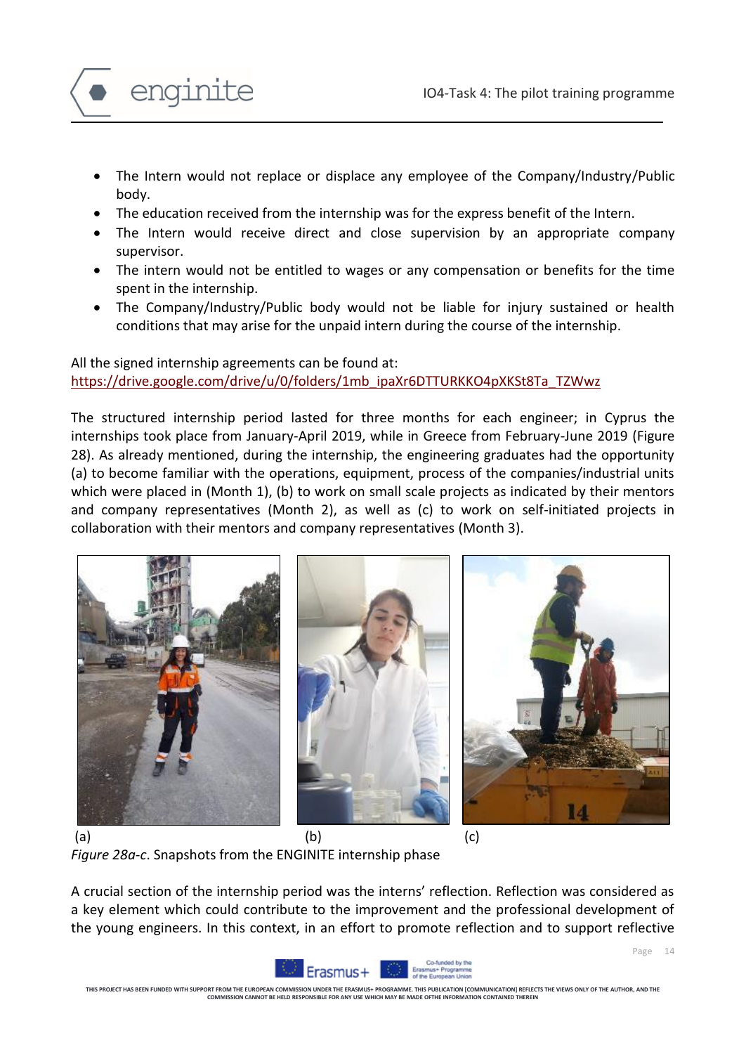- The Intern would not replace or displace any employee of the Company/Industry/Public body.
- The education received from the internship was for the express benefit of the Intern.
- The Intern would receive direct and close supervision by an appropriate company supervisor.
- The intern would not be entitled to wages or any compensation or benefits for the time spent in the internship.
- The Company/Industry/Public body would not be liable for injury sustained or health conditions that may arise for the unpaid intern during the course of the internship.

All the signed internship agreements can be found at:
https://drive.google.com/drive/u/0/folders/1mb_ipaXr6DTTURKKO4pXKSt8Ta_TZWwz

The structured internship period lasted for three months for each engineer; in Cyprus the internships took place from January-April 2019, while in Greece from February-June 2019 (Figure 28). As already mentioned, during the internship, the engineering graduates had the opportunity (a) to become familiar with the operations, equipment, process of the companies/industrial units which were placed in (Month 1), (b) to work on small scale projects as indicated by their mentors and company representatives (Month 2), as well as (c) to work on self-initiated projects in collaboration with their mentors and company representatives (Month 3).

(a) (b) (c)

*Figure 28a-c*. Snapshots from the ENGINITE internship phase

A crucial section of the internship period was the interns' reflection. Reflection was considered as a key element which could contribute to the improvement and the professional development of the young engineers. In this context, in an effort to promote reflection and to support reflective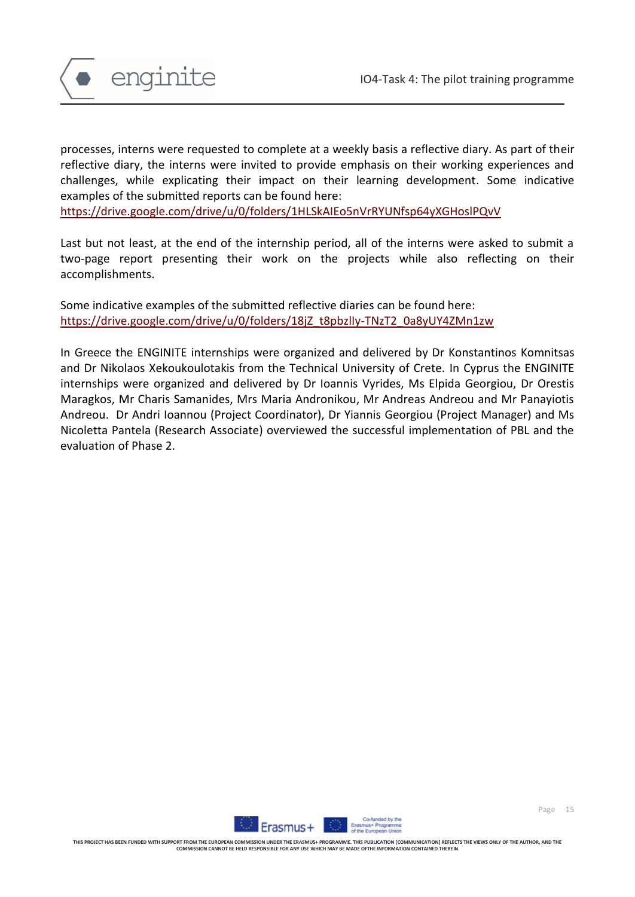processes, interns were requested to complete at a weekly basis a reflective diary. As part of their reflective diary, the interns were invited to provide emphasis on their working experiences and challenges, while explicating their impact on their learning development. Some indicative examples of the submitted reports can be found here:
https://drive.google.com/drive/u/0/folders/1HLSkAIEo5nVrRYUNfsp64yXGHoslPQvV

Last but not least, at the end of the internship period, all of the interns were asked to submit a two-page report presenting their work on the projects while also reflecting on their accomplishments.

Some indicative examples of the submitted reflective diaries can be found here:
https://drive.google.com/drive/u/0/folders/18jZ_t8pbzlIy-TNzT2_0a8yUY4ZMn1zw

In Greece the ENGINITE internships were organized and delivered by Dr Konstantinos Komnitsas and Dr Nikolaos Xekoukoulotakis from the Technical University of Crete. In Cyprus the ENGINITE internships were organized and delivered by Dr Ioannis Vyrides, Ms Elpida Georgiou, Dr Orestis Maragkos, Mr Charis Samanides, Mrs Maria Andronikou, Mr Andreas Andreou and Mr Panayiotis Andreou. Dr Andri Ioannou (Project Coordinator), Dr Yiannis Georgiou (Project Manager) and Ms Nicoletta Pantela (Research Associate) overviewed the successful implementation of PBL and the evaluation of Phase 2.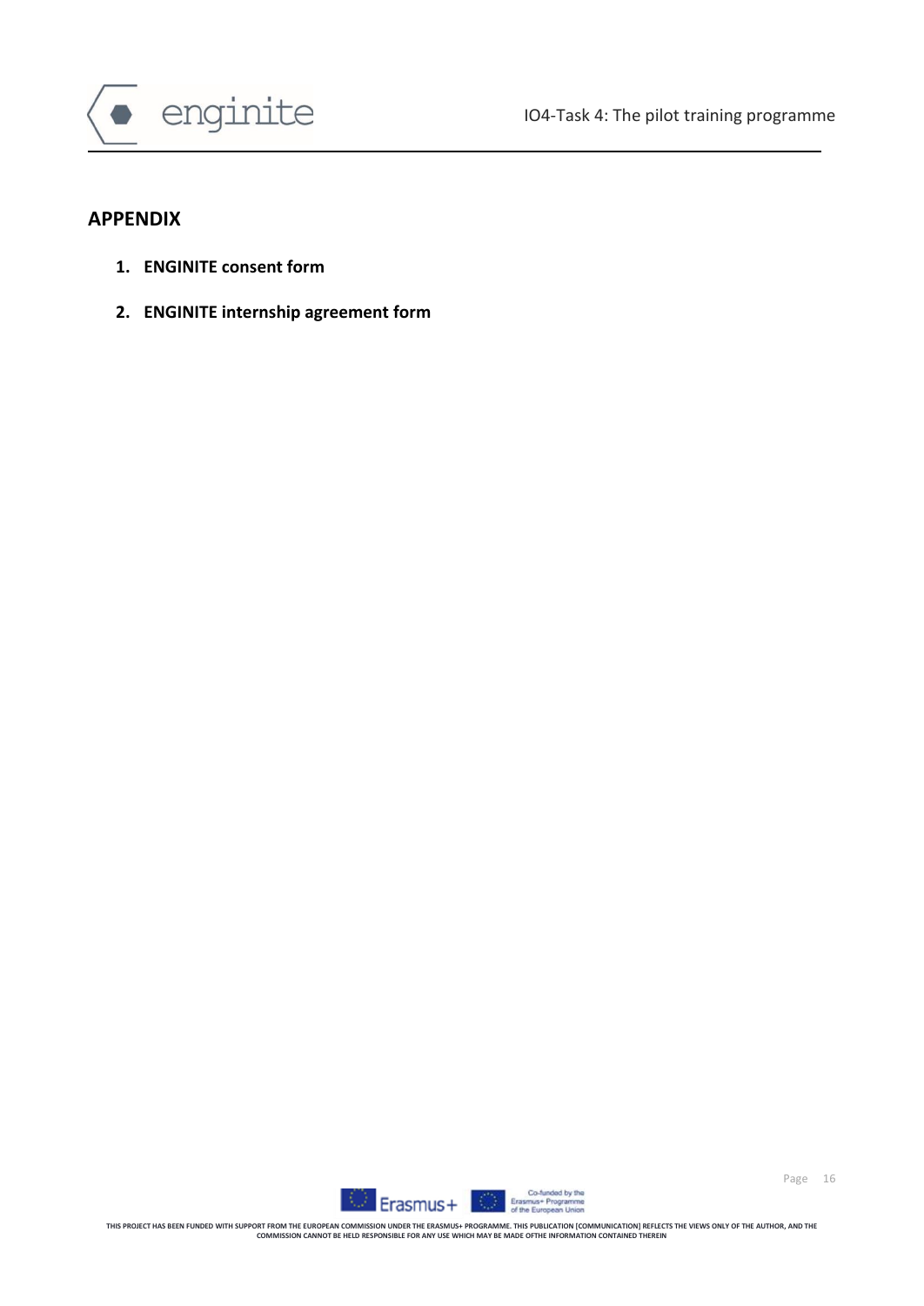## APPENDIX

1. **ENGINITE consent form**
2. **ENGINITE internship agreement form**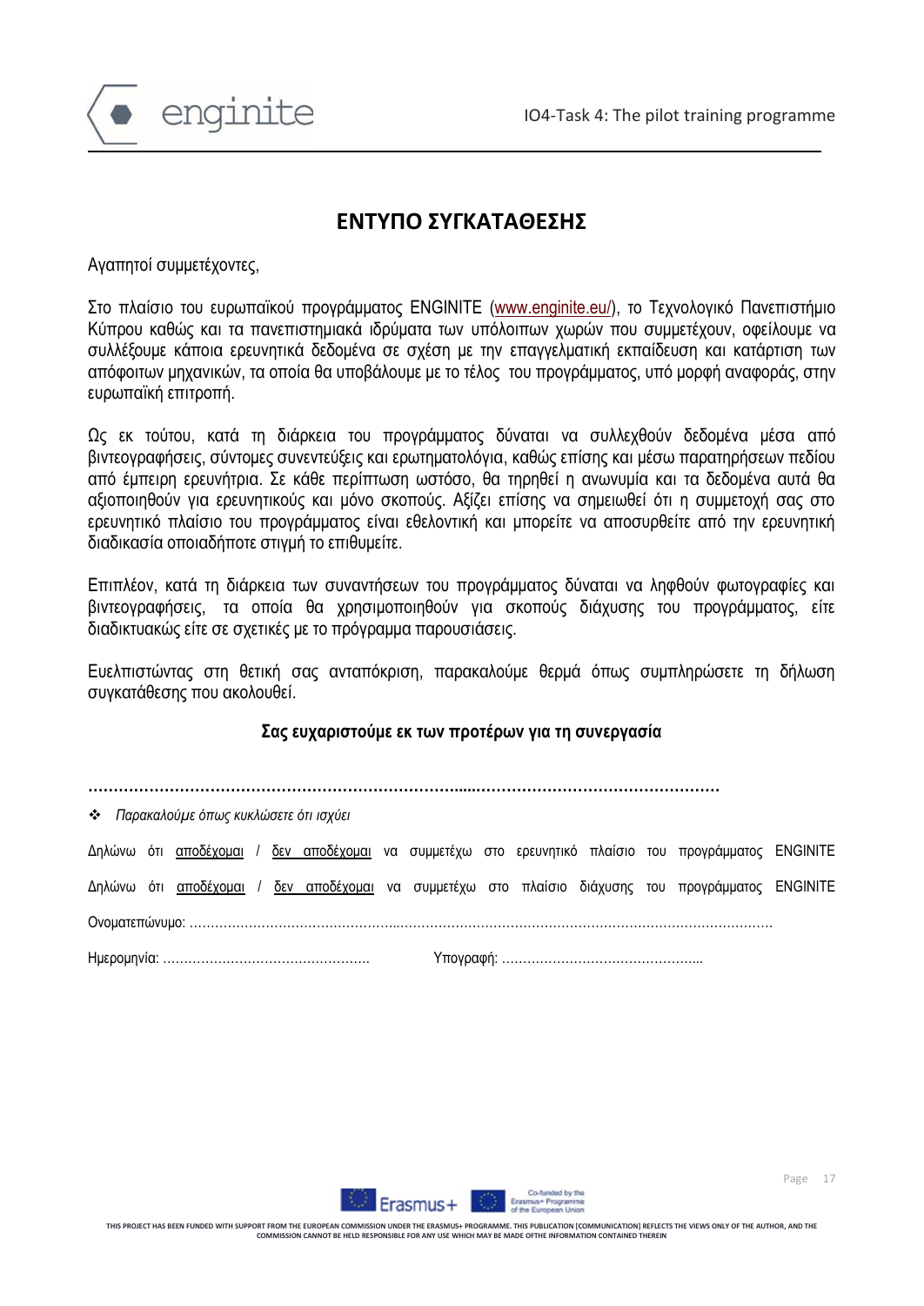## ΕΝΤΥΠΟ ΣΥΓΚΑΤΑΘΕΣΗΣ

Αγαπητοί συμμετέχοντες,

Στο πλαίσιο του ευρωπαϊκού προγράμματος ENGINITE (www.enginite.eu/), το Τεχνολογικό Πανεπιστήμιο Κύπρου καθώς και τα πανεπιστημιακά ιδρύματα των υπόλοιπων χωρών που συμμετέχουν, οφείλουμε να συλλέξουμε κάποια ερευνητικά δεδομένα σε σχέση με την επαγγελματική εκπαίδευση και κατάρτιση των απόφοιτων μηχανικών, τα οποία θα υποβάλουμε με το τέλος του προγράμματος, υπό μορφή αναφοράς, στην ευρωπαϊκή επιτροπή.

Ως εκ τούτου, κατά τη διάρκεια του προγράμματος δύναται να συλλεχθούν δεδομένα μέσα από βιντεογραφήσεις, σύντομες συνεντεύξεις και ερωτηματολόγια, καθώς επίσης και μέσω παρατηρήσεων πεδίου από έμπειρη ερευνήτρια. Σε κάθε περίπτωση ωστόσο, θα τηρηθεί η ανωνυμία και τα δεδομένα αυτά θα αξιοποιηθούν για ερευνητικούς και μόνο σκοπούς. Αξίζει επίσης να σημειωθεί ότι η συμμετοχή σας στο ερευνητικό πλαίσιο του προγράμματος είναι εθελοντική και μπορείτε να αποσυρθείτε από την ερευνητική διαδικασία οποιαδήποτε στιγμή το επιθυμείτε.

Επιπλέον, κατά τη διάρκεια των συναντήσεων του προγράμματος δύναται να ληφθούν φωτογραφίες και βιντεογραφήσεις, τα οποία θα χρησιμοποιηθούν για σκοπούς διάχυσης του προγράμματος, είτε διαδικτυακώς είτε σε σχετικές με το πρόγραμμα παρουσιάσεις.

Ευελπιστώντας στη θετική σας ανταπόκριση, παρακαλούμε θερμά όπως συμπληρώσετε τη δήλωση συγκατάθεσης που ακολουθεί.

**Σας ευχαριστούμε εκ των προτέρων για τη συνεργασία**

.......................................................................................................................................

- *Παρακαλούμε όπως κυκλώσετε ότι ισχύει*

Δηλώνω ότι αποδέχομαι / δεν αποδέχομαι να συμμετέχω στο ερευνητικό πλαίσιο του προγράμματος ENGINITE

Δηλώνω ότι αποδέχομαι / δεν αποδέχομαι να συμμετέχω στο πλαίσιο διάχυσης του προγράμματος ENGINITE

Ονοματεπώνυμο: ..................................................................................................................................

Ημερομηνία: ................................................ Υπογραφή: ...............................................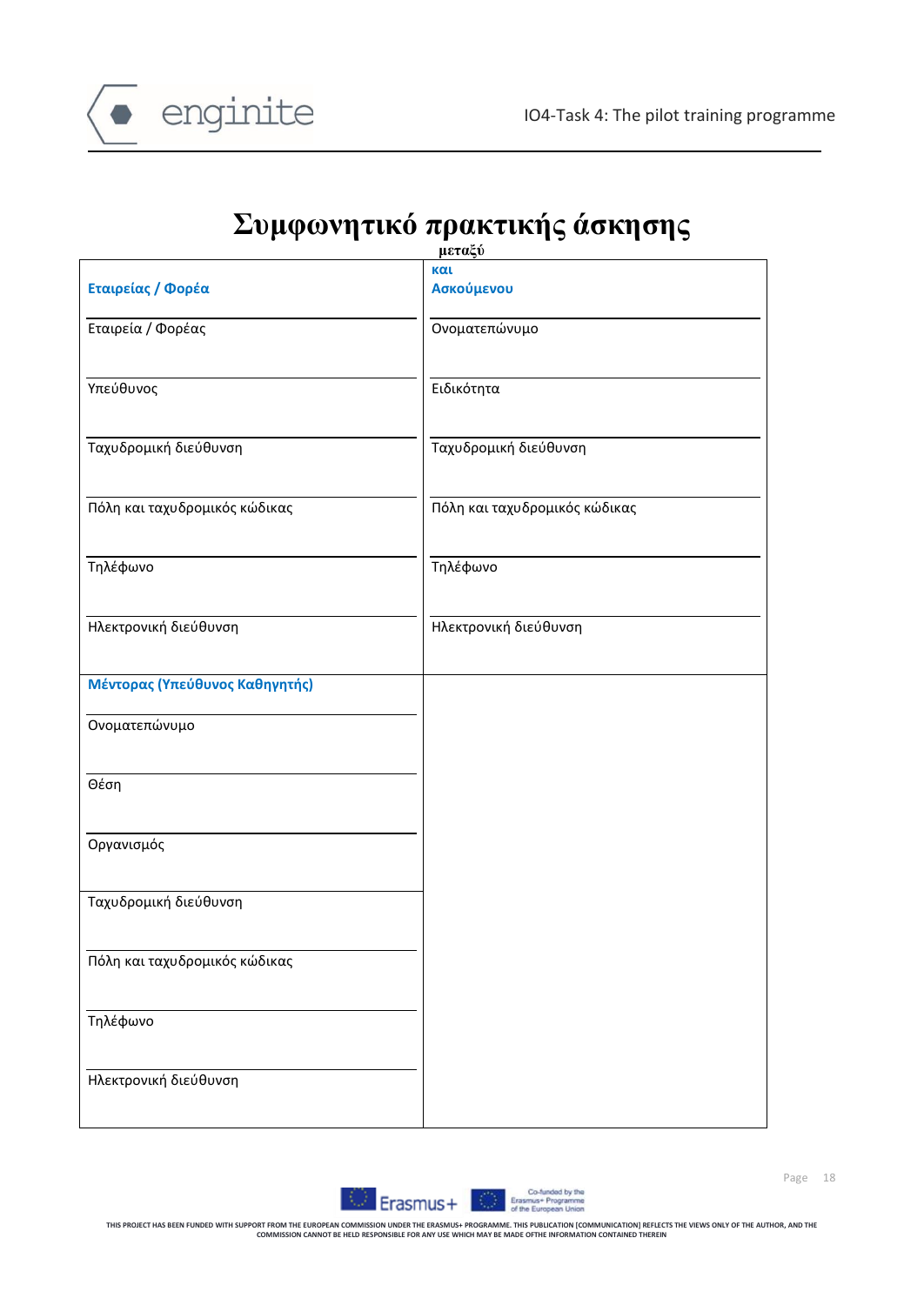# Συμφωνητικό πρακτικής άσκησης

μεταξύ

| Εταιρείας / Φορέα | και Ασκούμενου |
|---|---|
| Εταιρεία / Φορέας | Ονοματεπώνυμο |
| Υπεύθυνος | Ειδικότητα |
| Ταχυδρομική διεύθυνση | Ταχυδρομική διεύθυνση |
| Πόλη και ταχυδρομικός κώδικας | Πόλη και ταχυδρομικός κώδικας |
| Τηλέφωνο | Τηλέφωνο |
| Ηλεκτρονική διεύθυνση | Ηλεκτρονική διεύθυνση |
| **Μέντορας (Υπεύθυνος Καθηγητής)** | |
| Ονοματεπώνυμο | |
| Θέση | |
| Οργανισμός | |
| Ταχυδρομική διεύθυνση | |
| Πόλη και ταχυδρομικός κώδικας | |
| Τηλέφωνο | |
| Ηλεκτρονική διεύθυνση | |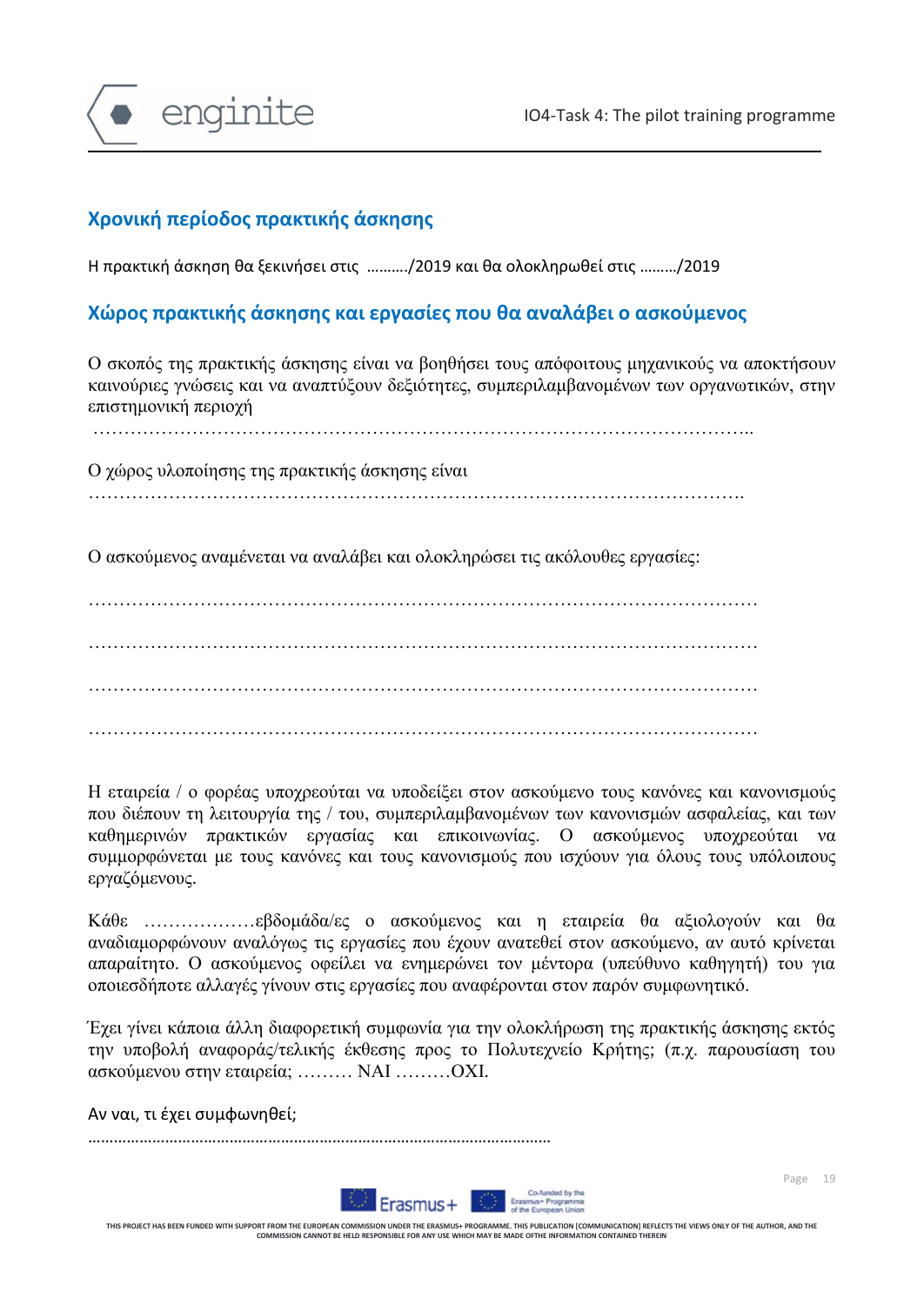## Χρονική περίοδος πρακτικής άσκησης

Η πρακτική άσκηση θα ξεκινήσει στις ………./2019 και θα ολοκληρωθεί στις ………/2019

## Χώρος πρακτικής άσκησης και εργασίες που θα αναλάβει ο ασκούμενος

Ο σκοπός της πρακτικής άσκησης είναι να βοηθήσει τους απόφοιτους μηχανικούς να αποκτήσουν καινούριες γνώσεις και να αναπτύξουν δεξιότητες, συμπεριλαμβανομένων των οργανωτικών, στην επιστημονική περιοχή

…………………………………………………………………………………………..

Ο χώρος υλοποίησης της πρακτικής άσκησης είναι …………………………………………………………………………………………….

Ο ασκούμενος αναμένεται να αναλάβει και ολοκληρώσει τις ακόλουθες εργασίες:

……………………………………………………………………………………………

……………………………………………………………………………………………

……………………………………………………………………………………………

……………………………………………………………………………………………

Η εταιρεία / ο φορέας υποχρεούται να υποδείξει στον ασκούμενο τους κανόνες και κανονισμούς που διέπουν τη λειτουργία της / του, συμπεριλαμβανομένων των κανονισμών ασφαλείας, και των καθημερινών πρακτικών εργασίας και επικοινωνίας. Ο ασκούμενος υποχρεούται να συμμορφώνεται με τους κανόνες και τους κανονισμούς που ισχύουν για όλους τους υπόλοιπους εργαζόμενους.

Κάθε ………………εβδομάδα/ες ο ασκούμενος και η εταιρεία θα αξιολογούν και θα αναδιαμορφώνουν αναλόγως τις εργασίες που έχουν ανατεθεί στον ασκούμενο, αν αυτό κρίνεται απαραίτητο. Ο ασκούμενος οφείλει να ενημερώνει τον μέντορα (υπεύθυνο καθηγητή) του για οποιεσδήποτε αλλαγές γίνουν στις εργασίες που αναφέρονται στον παρόν συμφωνητικό.

Έχει γίνει κάποια άλλη διαφορετική συμφωνία για την ολοκλήρωση της πρακτικής άσκησης εκτός την υποβολή αναφοράς/τελικής έκθεσης προς το Πολυτεχνείο Κρήτης; (π.χ. παρουσίαση του ασκούμενου στην εταιρεία; ……… ΝΑΙ ………ΟΧΙ.

Αν ναι, τι έχει συμφωνηθεί;

………………………………………………………………………………………………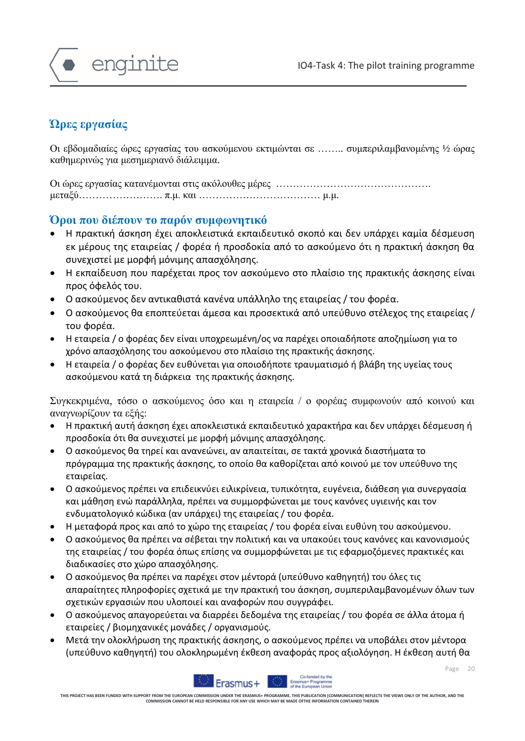## Ώρες εργασίας

Οι εβδομαδιαίες ώρες εργασίας του ασκούμενου εκτιμώνται σε …….. συμπεριλαμβανομένης ½ ώρας καθημερινώς για μεσημεριανό διάλειμμα.

Οι ώρες εργασίας κατανέμονται στις ακόλουθες μέρες ………………………………………. μεταξύ…………………… π.μ. και ……………………………… μ.μ.

## Όροι που διέπουν το παρόν συμφωνητικό

- Η πρακτική άσκηση έχει αποκλειστικά εκπαιδευτικό σκοπό και δεν υπάρχει καμία δέσμευση εκ μέρους της εταιρείας / φορέα ή προσδοκία από το ασκούμενο ότι η πρακτική άσκηση θα συνεχιστεί με μορφή μόνιμης απασχόλησης.
- Η εκπαίδευση που παρέχεται προς τον ασκούμενο στο πλαίσιο της πρακτικής άσκησης είναι προς όφελός του.
- Ο ασκούμενος δεν αντικαθιστά κανένα υπάλληλο της εταιρείας / του φορέα.
- Ο ασκούμενος θα εποπτεύεται άμεσα και προσεκτικά από υπεύθυνο στέλεχος της εταιρείας / του φορέα.
- Η εταιρεία / ο φορέας δεν είναι υποχρεωμένη/ος να παρέχει οποιαδήποτε αποζημίωση για το χρόνο απασχόλησης του ασκούμενου στο πλαίσιο της πρακτικής άσκησης.
- Η εταιρεία / ο φορέας δεν ευθύνεται για οποιοδήποτε τραυματισμό ή βλάβη της υγείας τους ασκούμενου κατά τη διάρκεια της πρακτικής άσκησης.

Συγκεκριμένα, τόσο ο ασκούμενος όσο και η εταιρεία / ο φορέας συμφωνούν από κοινού και αναγνωρίζουν τα εξής:

- Η πρακτική αυτή άσκηση έχει αποκλειστικά εκπαιδευτικό χαρακτήρα και δεν υπάρχει δέσμευση ή προσδοκία ότι θα συνεχιστεί με μορφή μόνιμης απασχόλησης.
- Ο ασκούμενος θα τηρεί και ανανεώνει, αν απαιτείται, σε τακτά χρονικά διαστήματα το πρόγραμμα της πρακτικής άσκησης, το οποίο θα καθορίζεται από κοινού με τον υπεύθυνο της εταιρείας.
- Ο ασκούμενος πρέπει να επιδεικνύει ειλικρίνεια, τυπικότητα, ευγένεια, διάθεση για συνεργασία και μάθηση ενώ παράλληλα, πρέπει να συμμορφώνεται με τους κανόνες υγιεινής και τον ενδυματολογικό κώδικα (αν υπάρχει) της εταιρείας / του φορέα.
- Η μεταφορά προς και από το χώρο της εταιρείας / του φορέα είναι ευθύνη του ασκούμενου.
- Ο ασκούμενος θα πρέπει να σέβεται την πολιτική και να υπακούει τους κανόνες και κανονισμούς της εταιρείας / του φορέα όπως επίσης να συμμορφώνεται με τις εφαρμοζόμενες πρακτικές και διαδικασίες στο χώρο απασχόλησης.
- Ο ασκούμενος θα πρέπει να παρέχει στον μέντορά (υπεύθυνο καθηγητή) του όλες τις απαραίτητες πληροφορίες σχετικά με την πρακτική του άσκηση, συμπεριλαμβανομένων όλων των σχετικών εργασιών που υλοποιεί και αναφορών που συγγράφει.
- Ο ασκούμενος απαγορεύεται να διαρρέει δεδομένα της εταιρείας / του φορέα σε άλλα άτομα ή εταιρείες / βιομηχανικές μονάδες / οργανισμούς.
- Μετά την ολοκλήρωση της πρακτικής άσκησης, ο ασκούμενος πρέπει να υποβάλει στον μέντορα (υπεύθυνο καθηγητή) του ολοκληρωμένη έκθεση αναφοράς προς αξιολόγηση. Η έκθεση αυτή θα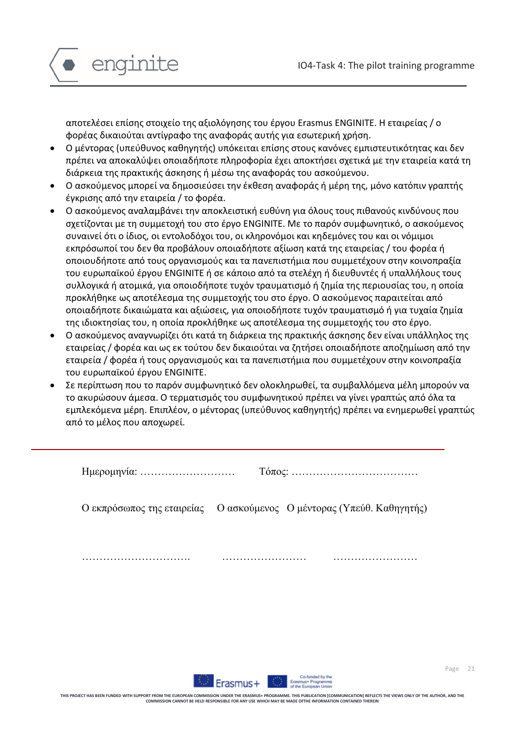αποτελέσει επίσης στοιχείο της αξιολόγησης του έργου Erasmus ENGINITE. Η εταιρείας / ο φορέας δικαιούται αντίγραφο της αναφοράς αυτής για εσωτερική χρήση.

- Ο μέντορας (υπεύθυνος καθηγητής) υπόκειται επίσης στους κανόνες εμπιστευτικότητας και δεν πρέπει να αποκαλύψει οποιαδήποτε πληροφορία έχει αποκτήσει σχετικά με την εταιρεία κατά τη διάρκεια της πρακτικής άσκησης ή μέσω της αναφοράς του ασκούμενου.
- Ο ασκούμενος μπορεί να δημοσιεύσει την έκθεση αναφοράς ή μέρη της, μόνο κατόπιν γραπτής έγκρισης από την εταιρεία / το φορέα.
- Ο ασκούμενος αναλαμβάνει την αποκλειστική ευθύνη για όλους τους πιθανούς κινδύνους που σχετίζονται με τη συμμετοχή του στο έργο ENGINITE. Με το παρόν συμφωνητικό, ο ασκούμενος συναινεί ότι ο ίδιος, οι εντολοδόχοι του, οι κληρονόμοι και κηδεμόνες του και οι νόμιμοι εκπρόσωποί του δεν θα προβάλουν οποιαδήποτε αξίωση κατά της εταιρείας / του φορέα ή οποιουδήποτε από τους οργανισμούς και τα πανεπιστήμια που συμμετέχουν στην κοινοπραξία του ευρωπαϊκού έργου ENGINITE ή σε κάποιο από τα στελέχη ή διευθυντές ή υπαλλήλους τους συλλογικά ή ατομικά, για οποιοδήποτε τυχόν τραυματισμό ή ζημία της περιουσίας του, η οποία προκλήθηκε ως αποτέλεσμα της συμμετοχής του στο έργο. Ο ασκούμενος παραιτείται από οποιαδήποτε δικαιώματα και αξιώσεις, για οποιοδήποτε τυχόν τραυματισμό ή για τυχαία ζημία της ιδιοκτησίας του, η οποία προκλήθηκε ως αποτέλεσμα της συμμετοχής του στο έργο.
- Ο ασκούμενος αναγνωρίζει ότι κατά τη διάρκεια της πρακτικής άσκησης δεν είναι υπάλληλος της εταιρείας / φορέα και ως εκ τούτου δεν δικαιούται να ζητήσει οποιαδήποτε αποζημίωση από την εταιρεία / φορέα ή τους οργανισμούς και τα πανεπιστήμια που συμμετέχουν στην κοινοπραξία του ευρωπαϊκού έργου ENGINITE.
- Σε περίπτωση που το παρόν συμφωνητικό δεν ολοκληρωθεί, τα συμβαλλόμενα μέλη μπορούν να το ακυρώσουν άμεσα. Ο τερματισμός του συμφωνητικού πρέπει να γίνει γραπτώς από όλα τα εμπλεκόμενα μέρη. Επιπλέον, ο μέντορας (υπεύθυνος καθηγητής) πρέπει να ενημερωθεί γραπτώς από το μέλος που αποχωρεί.

---

Ημερομηνία: ……………………… Τόπος: ………………………………

Ο εκπρόσωπος της εταιρείας Ο ασκούμενος Ο μέντορας (Υπεύθ. Καθηγητής)

…………………………. …………………… ……………………